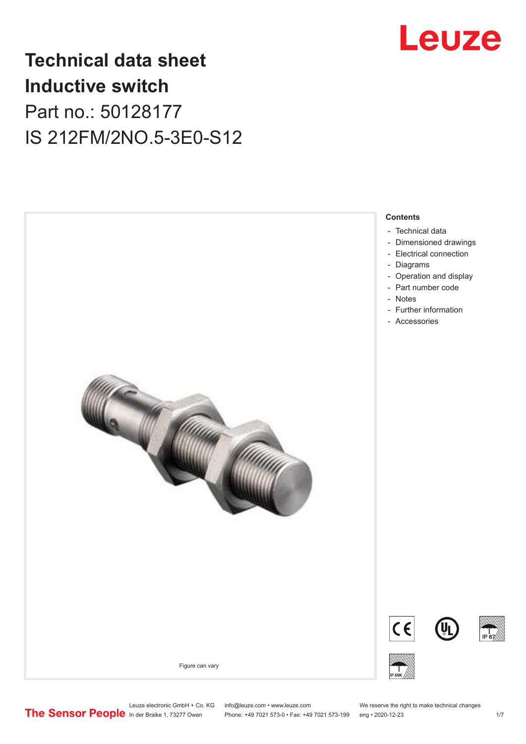# Technical data sheet
# Inductive switch
## Part no.: 50128177
## IS 212FM/2NO.5-3E0-S12

Figure can vary

**Contents**

- Technical data
- Dimensioned drawings
- Electrical connection
- Diagrams
- Operation and display
- Part number code
- Notes
- Further information
- Accessories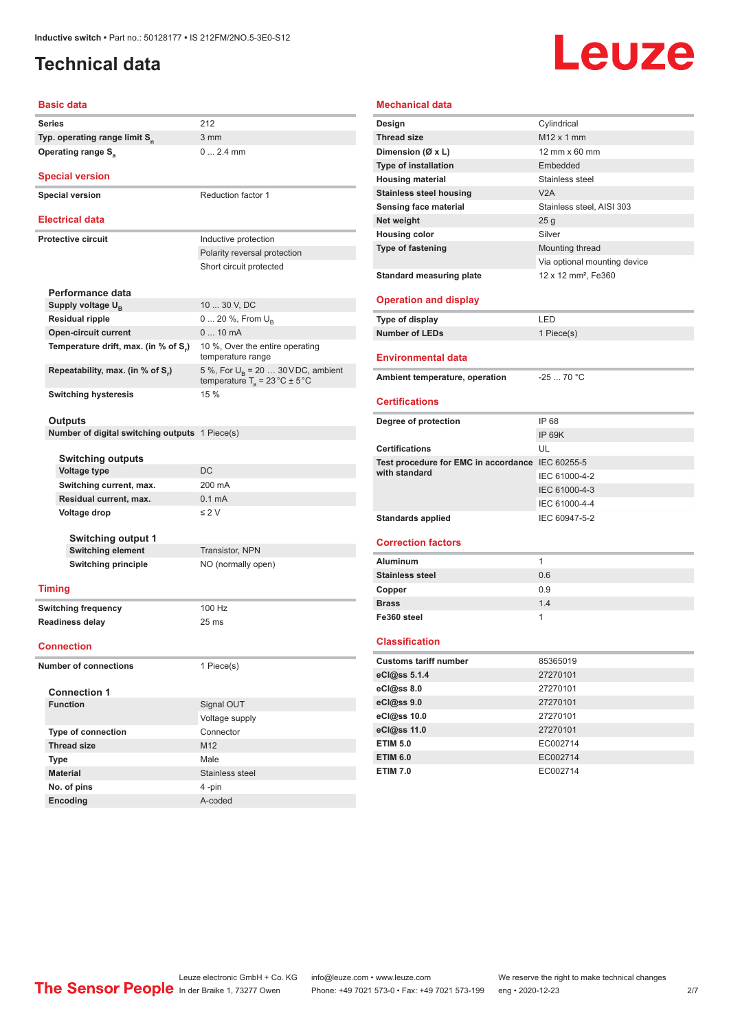# Technical data

## Basic data

| | |
|---|---|
| Series | 212 |
| Typ. operating range limit $S_n$ | 3 mm |
| Operating range $S_a$ | 0 ... 2.4 mm |

## Special version

| | |
|---|---|
| Special version | Reduction factor 1 |

## Electrical data

| | |
|---|---|
| Protective circuit | Inductive protection |
| | Polarity reversal protection |
| | Short circuit protected |

### Performance data

| | |
|---|---|
| Supply voltage $U_B$ | 10 ... 30 V, DC |
| Residual ripple | 0 ... 20 %, From $U_B$ |
| Open-circuit current | 0 ... 10 mA |
| Temperature drift, max. (in % of $S_r$) | 10 %, Over the entire operating temperature range |
| Repeatability, max. (in % of $S_r$) | 5 %, For $U_B$ = 20 … 30 V DC, ambient temperature $T_a$ = 23 °C ± 5 °C |
| Switching hysteresis | 15 % |

### Outputs

| | |
|---|---|
| Number of digital switching outputs | 1 Piece(s) |

#### Switching outputs

| | |
|---|---|
| Voltage type | DC |
| Switching current, max. | 200 mA |
| Residual current, max. | 0.1 mA |
| Voltage drop | ≤ 2 V |

##### Switching output 1

| | |
|---|---|
| Switching element | Transistor, NPN |
| Switching principle | NO (normally open) |

## Timing

| | |
|---|---|
| Switching frequency | 100 Hz |
| Readiness delay | 25 ms |

## Connection

| | |
|---|---|
| Number of connections | 1 Piece(s) |

### Connection 1

| | |
|---|---|
| Function | Signal OUT |
| | Voltage supply |
| Type of connection | Connector |
| Thread size | M12 |
| Type | Male |
| Material | Stainless steel |
| No. of pins | 4 -pin |
| Encoding | A-coded |

## Mechanical data

| | |
|---|---|
| Design | Cylindrical |
| Thread size | M12 x 1 mm |
| Dimension (Ø x L) | 12 mm x 60 mm |
| Type of installation | Embedded |
| Housing material | Stainless steel |
| Stainless steel housing | V2A |
| Sensing face material | Stainless steel, AISI 303 |
| Net weight | 25 g |
| Housing color | Silver |
| Type of fastening | Mounting thread |
| | Via optional mounting device |
| Standard measuring plate | 12 x 12 mm², Fe360 |

## Operation and display

| | |
|---|---|
| Type of display | LED |
| Number of LEDs | 1 Piece(s) |

## Environmental data

| | |
|---|---|
| Ambient temperature, operation | -25 ... 70 °C |

## Certifications

| | |
|---|---|
| Degree of protection | IP 68 |
| | IP 69K |
| Certifications | UL |
| Test procedure for EMC in accordance with standard | IEC 60255-5 |
| | IEC 61000-4-2 |
| | IEC 61000-4-3 |
| | IEC 61000-4-4 |
| Standards applied | IEC 60947-5-2 |

## Correction factors

| | |
|---|---|
| Aluminum | 1 |
| Stainless steel | 0.6 |
| Copper | 0.9 |
| Brass | 1.4 |
| Fe360 steel | 1 |

## Classification

| | |
|---|---|
| Customs tariff number | 85365019 |
| eCl@ss 5.1.4 | 27270101 |
| eCl@ss 8.0 | 27270101 |
| eCl@ss 9.0 | 27270101 |
| eCl@ss 10.0 | 27270101 |
| eCl@ss 11.0 | 27270101 |
| ETIM 5.0 | EC002714 |
| ETIM 6.0 | EC002714 |
| ETIM 7.0 | EC002714 |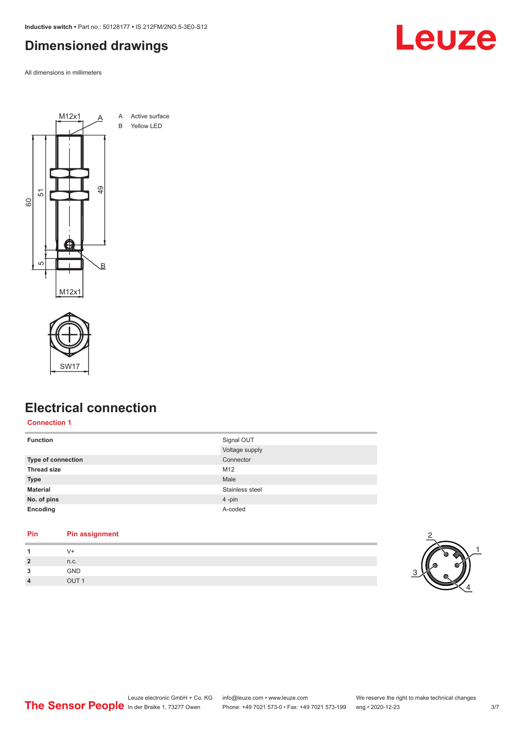# Dimensioned drawings

All dimensions in millimeters

A Active surface
B Yellow LED

# Electrical connection

## Connection 1

| Function | Signal OUT |
|---|---|
| | Voltage supply |
| **Type of connection** | Connector |
| **Thread size** | M12 |
| **Type** | Male |
| **Material** | Stainless steel |
| **No. of pins** | 4 -pin |
| **Encoding** | A-coded |

| Pin | Pin assignment |
|---|---|
| 1 | V+ |
| 2 | n.c. |
| 3 | GND |
| 4 | OUT 1 |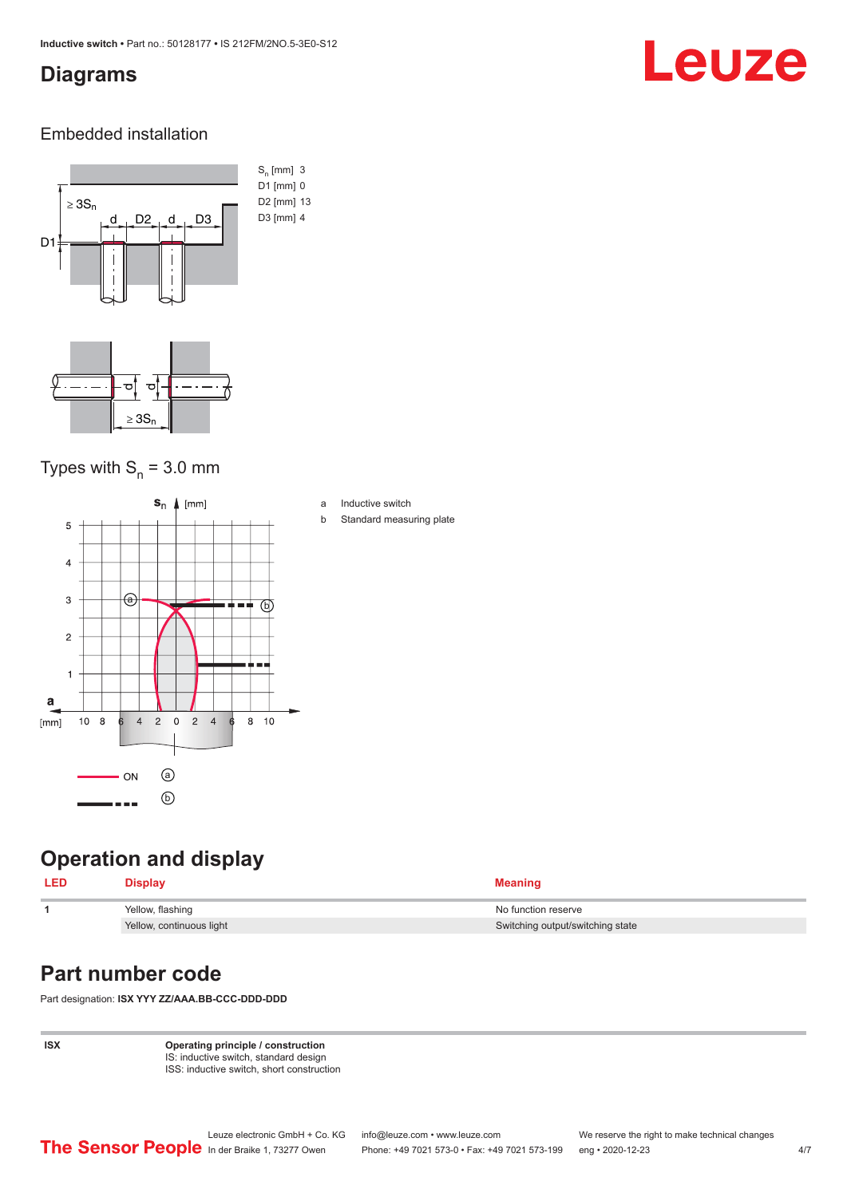## Diagrams

### Embedded installation

$S_n$ [mm] 3
D1 [mm] 0
D2 [mm] 13
D3 [mm] 4

### Types with $S_n$ = 3.0 mm

a Inductive switch
b Standard measuring plate

## Operation and display

| LED | Display | Meaning |
|---|---|---|
| 1 | Yellow, flashing | No function reserve |
| | Yellow, continuous light | Switching output/switching state |

## Part number code

Part designation: **ISX YYY ZZ/AAA.BB-CCC-DDD-DDD**

| ISX | **Operating principle / construction**<br>IS: inductive switch, standard design<br>ISS: inductive switch, short construction |
|---|---|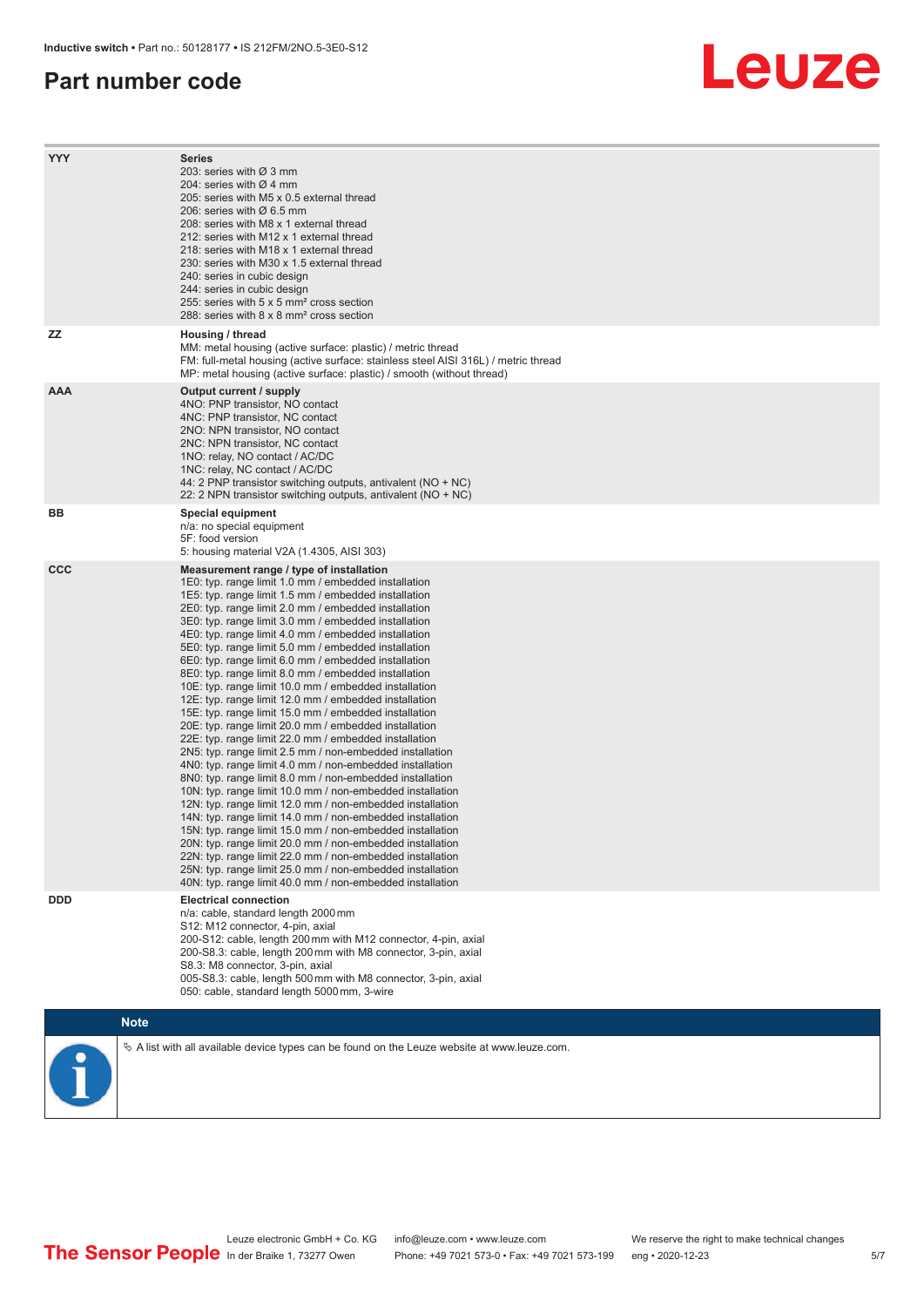# Part number code

| | |
|---|---|
| YYY | **Series**<br>203: series with Ø 3 mm<br>204: series with Ø 4 mm<br>205: series with M5 x 0.5 external thread<br>206: series with Ø 6.5 mm<br>208: series with M8 x 1 external thread<br>212: series with M12 x 1 external thread<br>218: series with M18 x 1 external thread<br>230: series with M30 x 1.5 external thread<br>240: series in cubic design<br>244: series in cubic design<br>255: series with 5 x 5 mm² cross section<br>288: series with 8 x 8 mm² cross section |
| ZZ | **Housing / thread**<br>MM: metal housing (active surface: plastic) / metric thread<br>FM: full-metal housing (active surface: stainless steel AISI 316L) / metric thread<br>MP: metal housing (active surface: plastic) / smooth (without thread) |
| AAA | **Output current / supply**<br>4NO: PNP transistor, NO contact<br>4NC: PNP transistor, NC contact<br>2NO: NPN transistor, NO contact<br>2NC: NPN transistor, NC contact<br>1NO: relay, NO contact / AC/DC<br>1NC: relay, NC contact / AC/DC<br>44: 2 PNP transistor switching outputs, antivalent (NO + NC)<br>22: 2 NPN transistor switching outputs, antivalent (NO + NC) |
| BB | **Special equipment**<br>n/a: no special equipment<br>5F: food version<br>5: housing material V2A (1.4305, AISI 303) |
| CCC | **Measurement range / type of installation**<br>1E0: typ. range limit 1.0 mm / embedded installation<br>1E5: typ. range limit 1.5 mm / embedded installation<br>2E0: typ. range limit 2.0 mm / embedded installation<br>3E0: typ. range limit 3.0 mm / embedded installation<br>4E0: typ. range limit 4.0 mm / embedded installation<br>5E0: typ. range limit 5.0 mm / embedded installation<br>6E0: typ. range limit 6.0 mm / embedded installation<br>8E0: typ. range limit 8.0 mm / embedded installation<br>10E: typ. range limit 10.0 mm / embedded installation<br>12E: typ. range limit 12.0 mm / embedded installation<br>15E: typ. range limit 15.0 mm / embedded installation<br>20E: typ. range limit 20.0 mm / embedded installation<br>22E: typ. range limit 22.0 mm / embedded installation<br>2N5: typ. range limit 2.5 mm / non-embedded installation<br>4N0: typ. range limit 4.0 mm / non-embedded installation<br>8N0: typ. range limit 8.0 mm / non-embedded installation<br>10N: typ. range limit 10.0 mm / non-embedded installation<br>12N: typ. range limit 12.0 mm / non-embedded installation<br>14N: typ. range limit 14.0 mm / non-embedded installation<br>15N: typ. range limit 15.0 mm / non-embedded installation<br>20N: typ. range limit 20.0 mm / non-embedded installation<br>22N: typ. range limit 22.0 mm / non-embedded installation<br>25N: typ. range limit 25.0 mm / non-embedded installation<br>40N: typ. range limit 40.0 mm / non-embedded installation |
| DDD | **Electrical connection**<br>n/a: cable, standard length 2000 mm<br>S12: M12 connector, 4-pin, axial<br>200-S12: cable, length 200 mm with M12 connector, 4-pin, axial<br>200-S8.3: cable, length 200 mm with M8 connector, 3-pin, axial<br>S8.3: M8 connector, 3-pin, axial<br>005-S8.3: cable, length 500 mm with M8 connector, 3-pin, axial<br>050: cable, standard length 5000 mm, 3-wire |

**Note**

↳ A list with all available device types can be found on the Leuze website at www.leuze.com.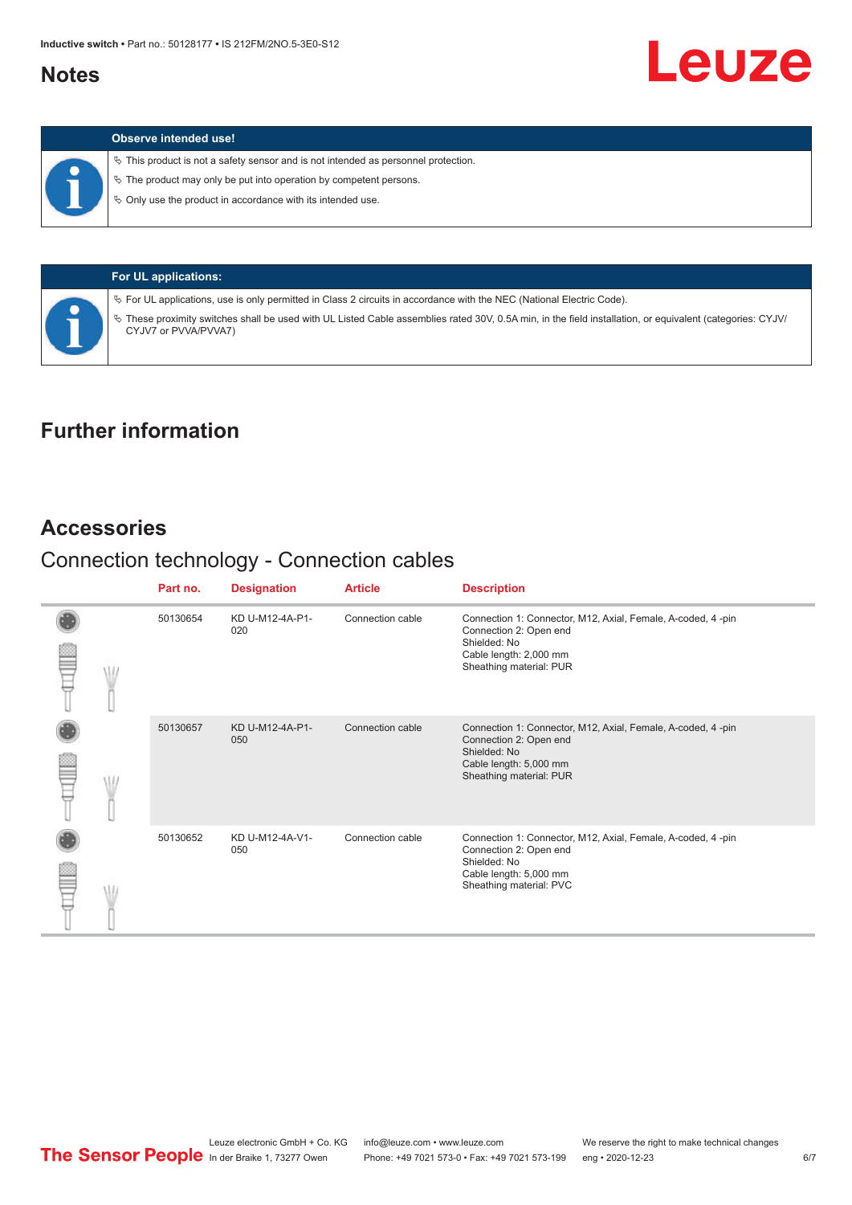## Notes

| Observe intended use! |
|---|
| ✎ This product is not a safety sensor and is not intended as personnel protection.<br>✎ The product may only be put into operation by competent persons.<br>✎ Only use the product in accordance with its intended use. |

| For UL applications: |
|---|
| ✎ For UL applications, use is only permitted in Class 2 circuits in accordance with the NEC (National Electric Code).<br>✎ These proximity switches shall be used with UL Listed Cable assemblies rated 30V, 0.5A min, in the field installation, or equivalent (categories: CYJV/CYJV7 or PVVA/PVVA7) |

## Further information

## Accessories

### Connection technology - Connection cables

| Part no. | Designation | Article | Description |
|---|---|---|---|
| 50130654 | KD U-M12-4A-P1-020 | Connection cable | Connection 1: Connector, M12, Axial, Female, A-coded, 4 -pin<br>Connection 2: Open end<br>Shielded: No<br>Cable length: 2,000 mm<br>Sheathing material: PUR |
| 50130657 | KD U-M12-4A-P1-050 | Connection cable | Connection 1: Connector, M12, Axial, Female, A-coded, 4 -pin<br>Connection 2: Open end<br>Shielded: No<br>Cable length: 5,000 mm<br>Sheathing material: PUR |
| 50130652 | KD U-M12-4A-V1-050 | Connection cable | Connection 1: Connector, M12, Axial, Female, A-coded, 4 -pin<br>Connection 2: Open end<br>Shielded: No<br>Cable length: 5,000 mm<br>Sheathing material: PVC |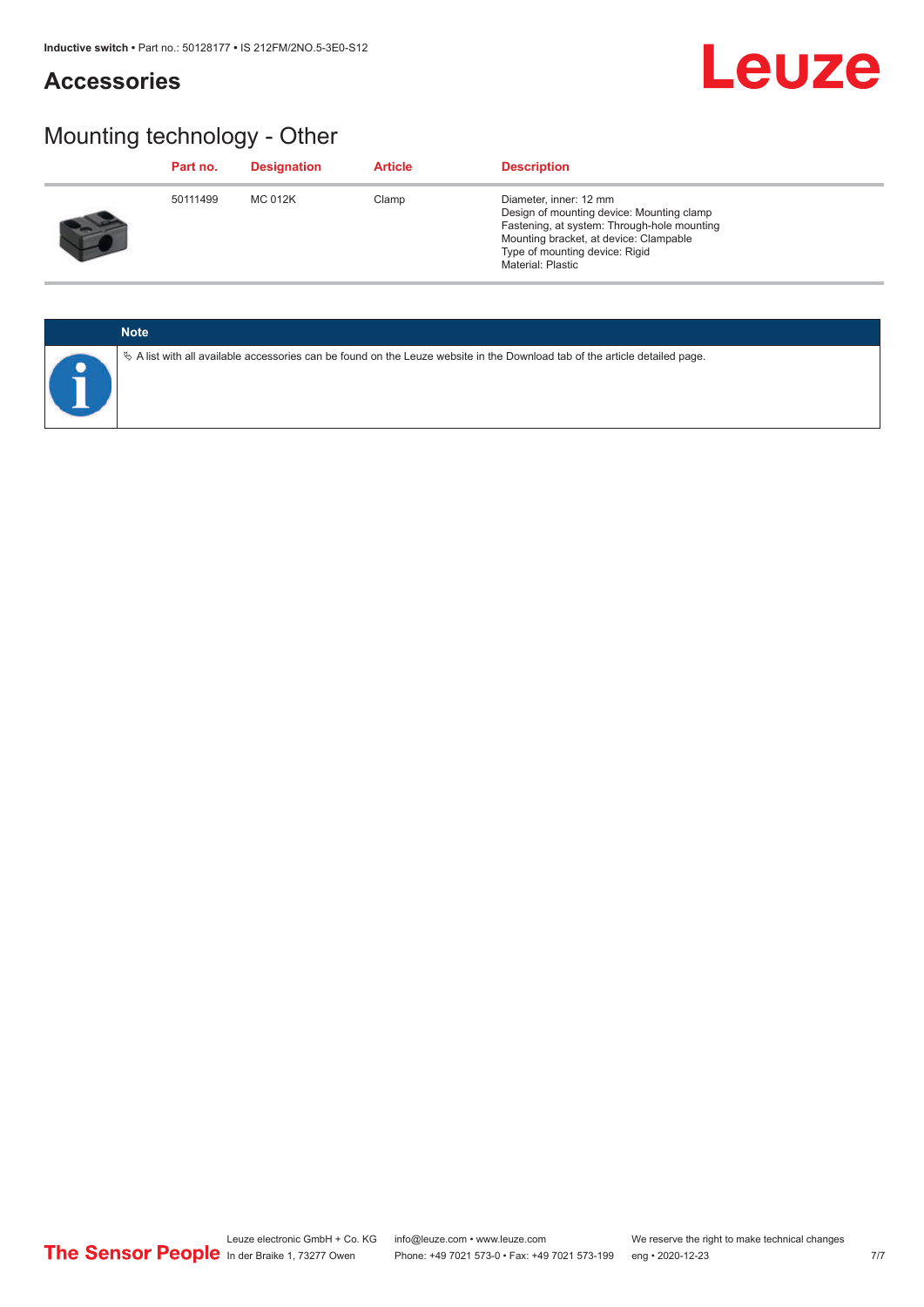## Accessories

### Mounting technology - Other

| | Part no. | Designation | Article | Description |
|---|---|---|---|---|
| | 50111499 | MC 012K | Clamp | Diameter, inner: 12 mm<br>Design of mounting device: Mounting clamp<br>Fastening, at system: Through-hole mounting<br>Mounting bracket, at device: Clampable<br>Type of mounting device: Rigid<br>Material: Plastic |

**Note**

↬ A list with all available accessories can be found on the Leuze website in the Download tab of the article detailed page.